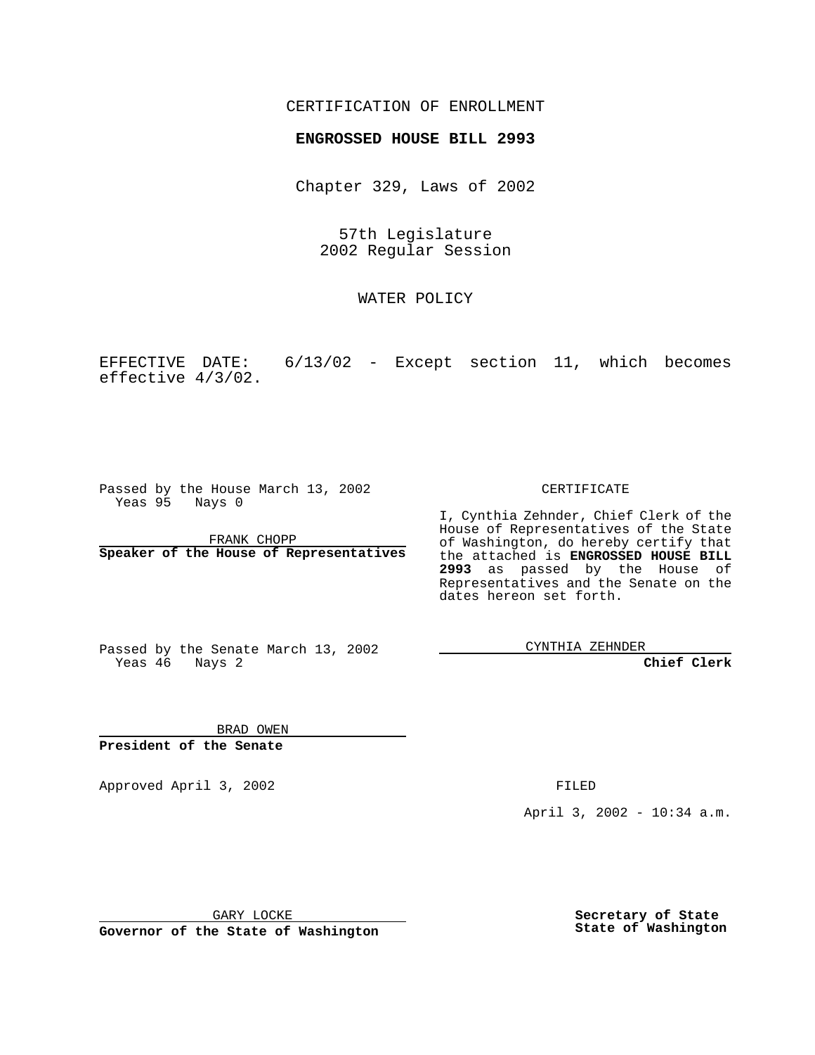CERTIFICATION OF ENROLLMENT

**ENGROSSED HOUSE BILL 2993**

Chapter 329, Laws of 2002

57th Legislature
2002 Regular Session

WATER POLICY

EFFECTIVE DATE: 6/13/02 - Except section 11, which becomes effective 4/3/02.

Passed by the House March 13, 2002
Yeas 95 Nays 0

FRANK CHOPP
**Speaker of the House of Representatives**

Passed by the Senate March 13, 2002
Yeas 46 Nays 2

BRAD OWEN
**President of the Senate**

CERTIFICATE

I, Cynthia Zehnder, Chief Clerk of the House of Representatives of the State of Washington, do hereby certify that the attached is **ENGROSSED HOUSE BILL 2993** as passed by the House of Representatives and the Senate on the dates hereon set forth.

CYNTHIA ZEHNDER
**Chief Clerk**

Approved April 3, 2002

FILED

April 3, 2002 - 10:34 a.m.

GARY LOCKE
**Governor of the State of Washington**

**Secretary of State**
**State of Washington**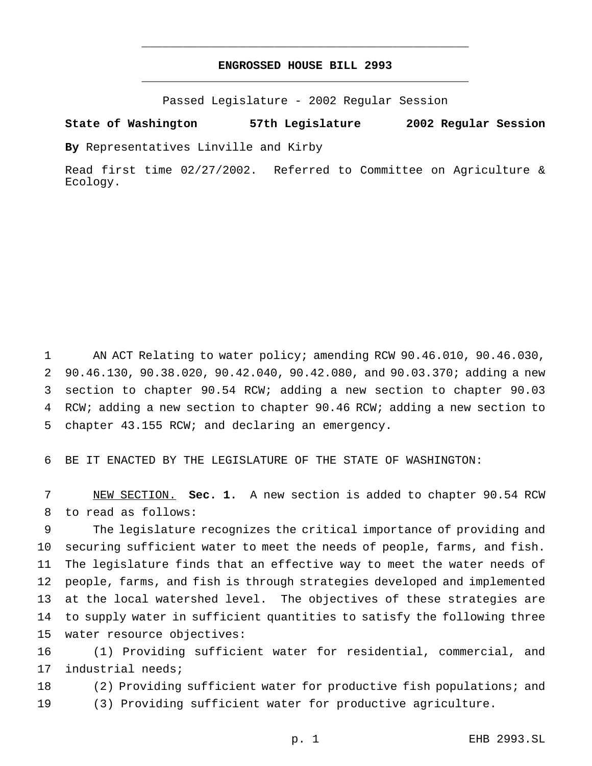# ENGROSSED HOUSE BILL 2993

Passed Legislature - 2002 Regular Session

**State of Washington 57th Legislature 2002 Regular Session**

**By** Representatives Linville and Kirby

Read first time 02/27/2002. Referred to Committee on Agriculture & Ecology.

AN ACT Relating to water policy; amending RCW 90.46.010, 90.46.030, 90.46.130, 90.38.020, 90.42.040, 90.42.080, and 90.03.370; adding a new section to chapter 90.54 RCW; adding a new section to chapter 90.03 RCW; adding a new section to chapter 90.46 RCW; adding a new section to chapter 43.155 RCW; and declaring an emergency.

BE IT ENACTED BY THE LEGISLATURE OF THE STATE OF WASHINGTON:

NEW SECTION. **Sec. 1.** A new section is added to chapter 90.54 RCW to read as follows:

The legislature recognizes the critical importance of providing and securing sufficient water to meet the needs of people, farms, and fish. The legislature finds that an effective way to meet the water needs of people, farms, and fish is through strategies developed and implemented at the local watershed level. The objectives of these strategies are to supply water in sufficient quantities to satisfy the following three water resource objectives:

(1) Providing sufficient water for residential, commercial, and industrial needs;

(2) Providing sufficient water for productive fish populations; and

(3) Providing sufficient water for productive agriculture.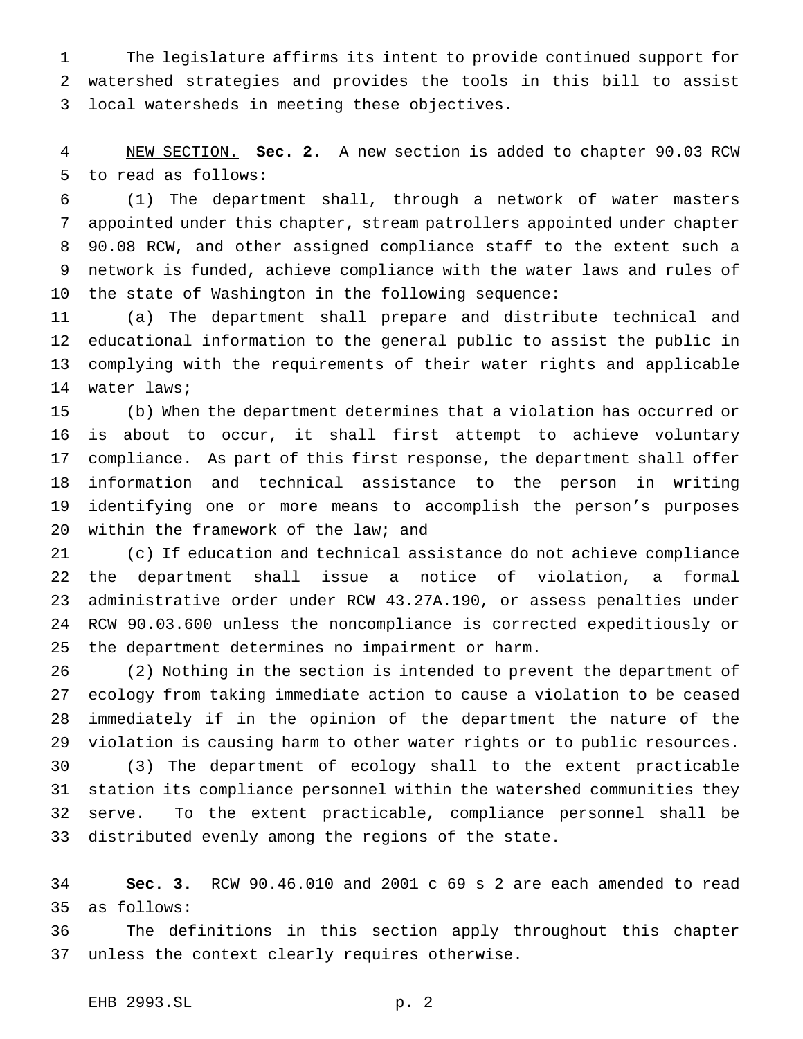The legislature affirms its intent to provide continued support for watershed strategies and provides the tools in this bill to assist local watersheds in meeting these objectives.

NEW SECTION. **Sec. 2.** A new section is added to chapter 90.03 RCW to read as follows:

(1) The department shall, through a network of water masters appointed under this chapter, stream patrollers appointed under chapter 90.08 RCW, and other assigned compliance staff to the extent such a network is funded, achieve compliance with the water laws and rules of the state of Washington in the following sequence:

(a) The department shall prepare and distribute technical and educational information to the general public to assist the public in complying with the requirements of their water rights and applicable water laws;

(b) When the department determines that a violation has occurred or is about to occur, it shall first attempt to achieve voluntary compliance. As part of this first response, the department shall offer information and technical assistance to the person in writing identifying one or more means to accomplish the person's purposes within the framework of the law; and

(c) If education and technical assistance do not achieve compliance the department shall issue a notice of violation, a formal administrative order under RCW 43.27A.190, or assess penalties under RCW 90.03.600 unless the noncompliance is corrected expeditiously or the department determines no impairment or harm.

(2) Nothing in the section is intended to prevent the department of ecology from taking immediate action to cause a violation to be ceased immediately if in the opinion of the department the nature of the violation is causing harm to other water rights or to public resources.

(3) The department of ecology shall to the extent practicable station its compliance personnel within the watershed communities they serve. To the extent practicable, compliance personnel shall be distributed evenly among the regions of the state.

**Sec. 3.** RCW 90.46.010 and 2001 c 69 s 2 are each amended to read as follows:

The definitions in this section apply throughout this chapter unless the context clearly requires otherwise.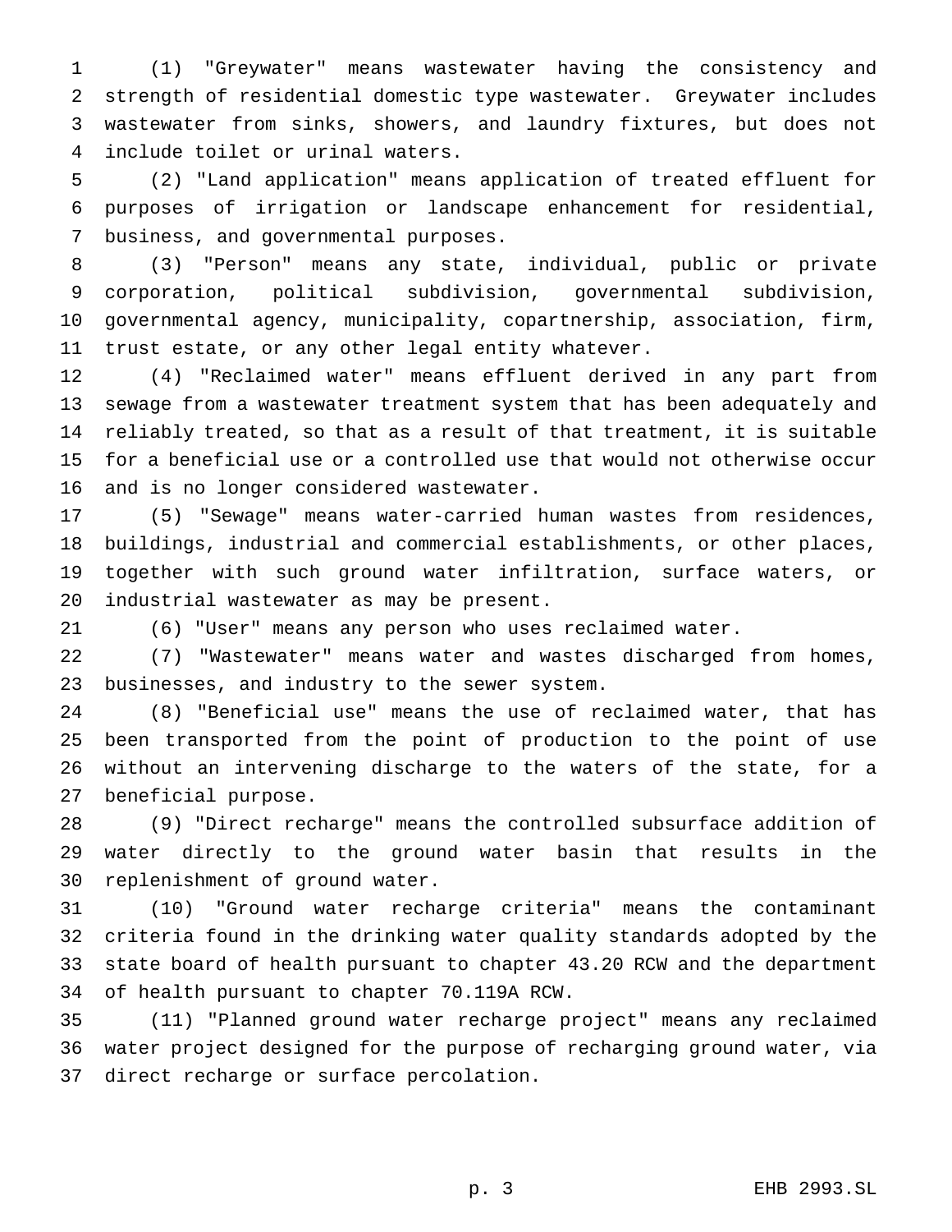(1) "Greywater" means wastewater having the consistency and strength of residential domestic type wastewater. Greywater includes wastewater from sinks, showers, and laundry fixtures, but does not include toilet or urinal waters.

(2) "Land application" means application of treated effluent for purposes of irrigation or landscape enhancement for residential, business, and governmental purposes.

(3) "Person" means any state, individual, public or private corporation, political subdivision, governmental subdivision, governmental agency, municipality, copartnership, association, firm, trust estate, or any other legal entity whatever.

(4) "Reclaimed water" means effluent derived in any part from sewage from a wastewater treatment system that has been adequately and reliably treated, so that as a result of that treatment, it is suitable for a beneficial use or a controlled use that would not otherwise occur and is no longer considered wastewater.

(5) "Sewage" means water-carried human wastes from residences, buildings, industrial and commercial establishments, or other places, together with such ground water infiltration, surface waters, or industrial wastewater as may be present.

(6) "User" means any person who uses reclaimed water.

(7) "Wastewater" means water and wastes discharged from homes, businesses, and industry to the sewer system.

(8) "Beneficial use" means the use of reclaimed water, that has been transported from the point of production to the point of use without an intervening discharge to the waters of the state, for a beneficial purpose.

(9) "Direct recharge" means the controlled subsurface addition of water directly to the ground water basin that results in the replenishment of ground water.

(10) "Ground water recharge criteria" means the contaminant criteria found in the drinking water quality standards adopted by the state board of health pursuant to chapter 43.20 RCW and the department of health pursuant to chapter 70.119A RCW.

(11) "Planned ground water recharge project" means any reclaimed water project designed for the purpose of recharging ground water, via direct recharge or surface percolation.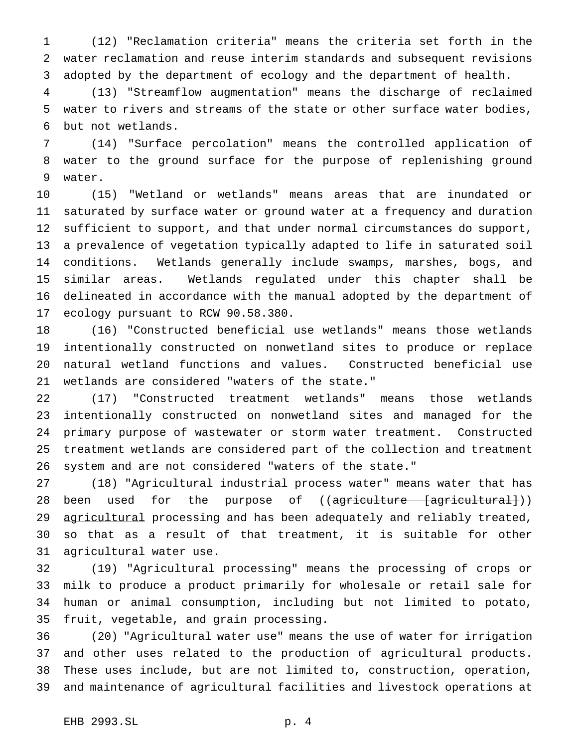(12) "Reclamation criteria" means the criteria set forth in the water reclamation and reuse interim standards and subsequent revisions adopted by the department of ecology and the department of health.

(13) "Streamflow augmentation" means the discharge of reclaimed water to rivers and streams of the state or other surface water bodies, but not wetlands.

(14) "Surface percolation" means the controlled application of water to the ground surface for the purpose of replenishing ground water.

(15) "Wetland or wetlands" means areas that are inundated or saturated by surface water or ground water at a frequency and duration sufficient to support, and that under normal circumstances do support, a prevalence of vegetation typically adapted to life in saturated soil conditions. Wetlands generally include swamps, marshes, bogs, and similar areas. Wetlands regulated under this chapter shall be delineated in accordance with the manual adopted by the department of ecology pursuant to RCW 90.58.380.

(16) "Constructed beneficial use wetlands" means those wetlands intentionally constructed on nonwetland sites to produce or replace natural wetland functions and values. Constructed beneficial use wetlands are considered "waters of the state."

(17) "Constructed treatment wetlands" means those wetlands intentionally constructed on nonwetland sites and managed for the primary purpose of wastewater or storm water treatment. Constructed treatment wetlands are considered part of the collection and treatment system and are not considered "waters of the state."

(18) "Agricultural industrial process water" means water that has been used for the purpose of ((~~agriculture [agricultural]~~)) agricultural processing and has been adequately and reliably treated, so that as a result of that treatment, it is suitable for other agricultural water use.

(19) "Agricultural processing" means the processing of crops or milk to produce a product primarily for wholesale or retail sale for human or animal consumption, including but not limited to potato, fruit, vegetable, and grain processing.

(20) "Agricultural water use" means the use of water for irrigation and other uses related to the production of agricultural products. These uses include, but are not limited to, construction, operation, and maintenance of agricultural facilities and livestock operations at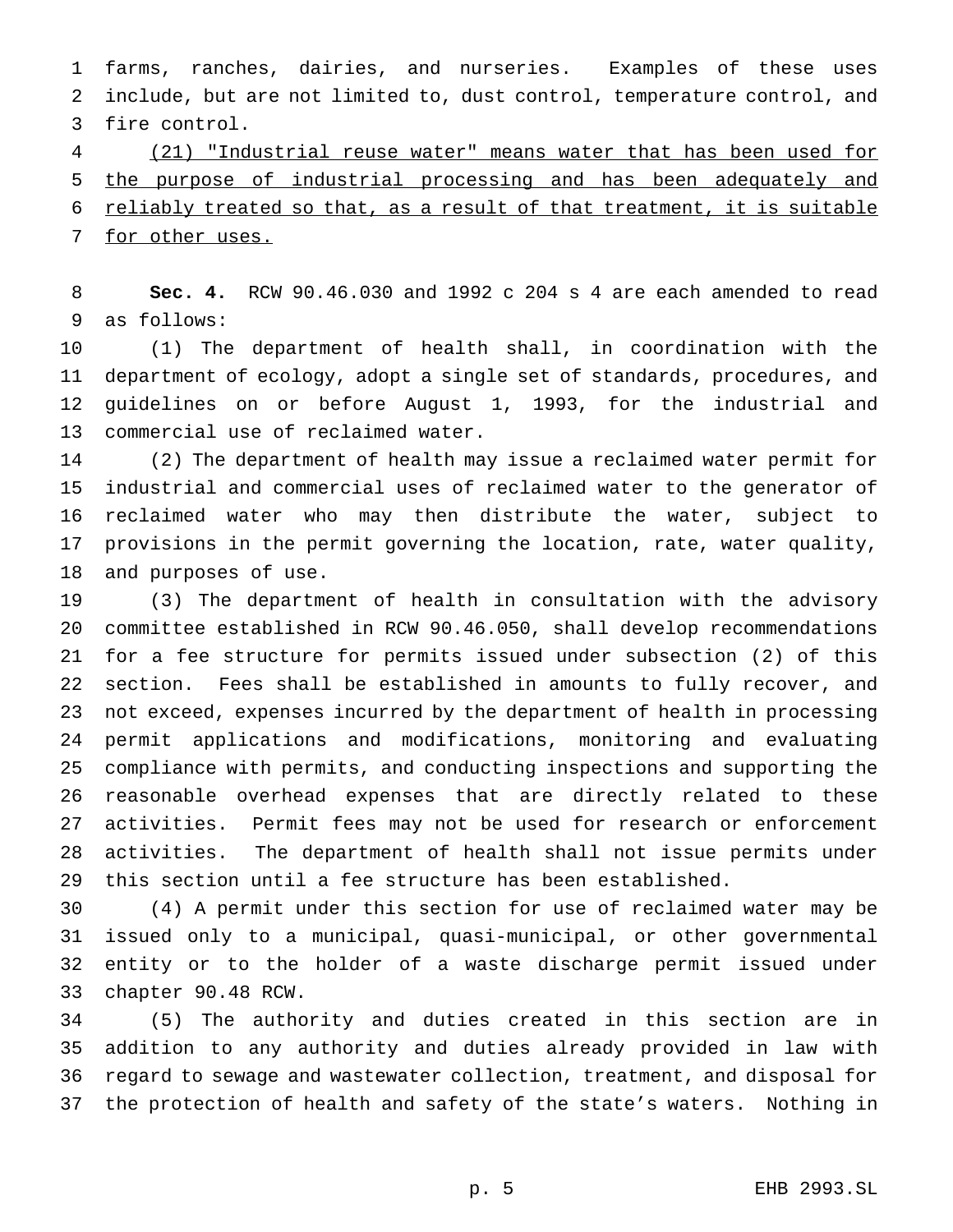farms, ranches, dairies, and nurseries. Examples of these uses include, but are not limited to, dust control, temperature control, and fire control.

<u>(21) "Industrial reuse water" means water that has been used for the purpose of industrial processing and has been adequately and reliably treated so that, as a result of that treatment, it is suitable for other uses.</u>

**Sec. 4.** RCW 90.46.030 and 1992 c 204 s 4 are each amended to read as follows:

(1) The department of health shall, in coordination with the department of ecology, adopt a single set of standards, procedures, and guidelines on or before August 1, 1993, for the industrial and commercial use of reclaimed water.

(2) The department of health may issue a reclaimed water permit for industrial and commercial uses of reclaimed water to the generator of reclaimed water who may then distribute the water, subject to provisions in the permit governing the location, rate, water quality, and purposes of use.

(3) The department of health in consultation with the advisory committee established in RCW 90.46.050, shall develop recommendations for a fee structure for permits issued under subsection (2) of this section. Fees shall be established in amounts to fully recover, and not exceed, expenses incurred by the department of health in processing permit applications and modifications, monitoring and evaluating compliance with permits, and conducting inspections and supporting the reasonable overhead expenses that are directly related to these activities. Permit fees may not be used for research or enforcement activities. The department of health shall not issue permits under this section until a fee structure has been established.

(4) A permit under this section for use of reclaimed water may be issued only to a municipal, quasi-municipal, or other governmental entity or to the holder of a waste discharge permit issued under chapter 90.48 RCW.

(5) The authority and duties created in this section are in addition to any authority and duties already provided in law with regard to sewage and wastewater collection, treatment, and disposal for the protection of health and safety of the state's waters. Nothing in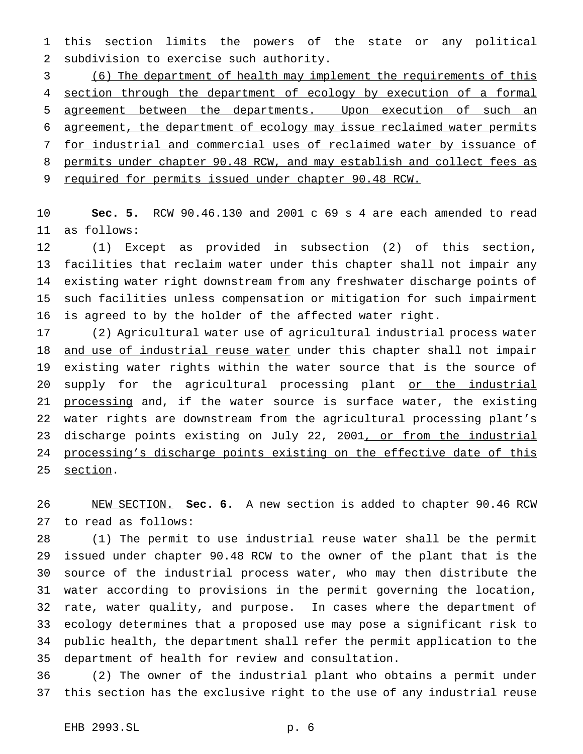this section limits the powers of the state or any political subdivision to exercise such authority.

<u>(6) The department of health may implement the requirements of this section through the department of ecology by execution of a formal agreement between the departments. Upon execution of such an agreement, the department of ecology may issue reclaimed water permits for industrial and commercial uses of reclaimed water by issuance of permits under chapter 90.48 RCW, and may establish and collect fees as required for permits issued under chapter 90.48 RCW.</u>

**Sec. 5.** RCW 90.46.130 and 2001 c 69 s 4 are each amended to read as follows:

(1) Except as provided in subsection (2) of this section, facilities that reclaim water under this chapter shall not impair any existing water right downstream from any freshwater discharge points of such facilities unless compensation or mitigation for such impairment is agreed to by the holder of the affected water right.

(2) Agricultural water use of agricultural industrial process water <u>and use of industrial reuse water</u> under this chapter shall not impair existing water rights within the water source that is the source of supply for the agricultural processing plant <u>or the industrial processing</u> and, if the water source is surface water, the existing water rights are downstream from the agricultural processing plant's discharge points existing on July 22, 2001<u>, or from the industrial processing's discharge points existing on the effective date of this section</u>.

<u>NEW SECTION.</u> **Sec. 6.** A new section is added to chapter 90.46 RCW to read as follows:

(1) The permit to use industrial reuse water shall be the permit issued under chapter 90.48 RCW to the owner of the plant that is the source of the industrial process water, who may then distribute the water according to provisions in the permit governing the location, rate, water quality, and purpose. In cases where the department of ecology determines that a proposed use may pose a significant risk to public health, the department shall refer the permit application to the department of health for review and consultation.

(2) The owner of the industrial plant who obtains a permit under this section has the exclusive right to the use of any industrial reuse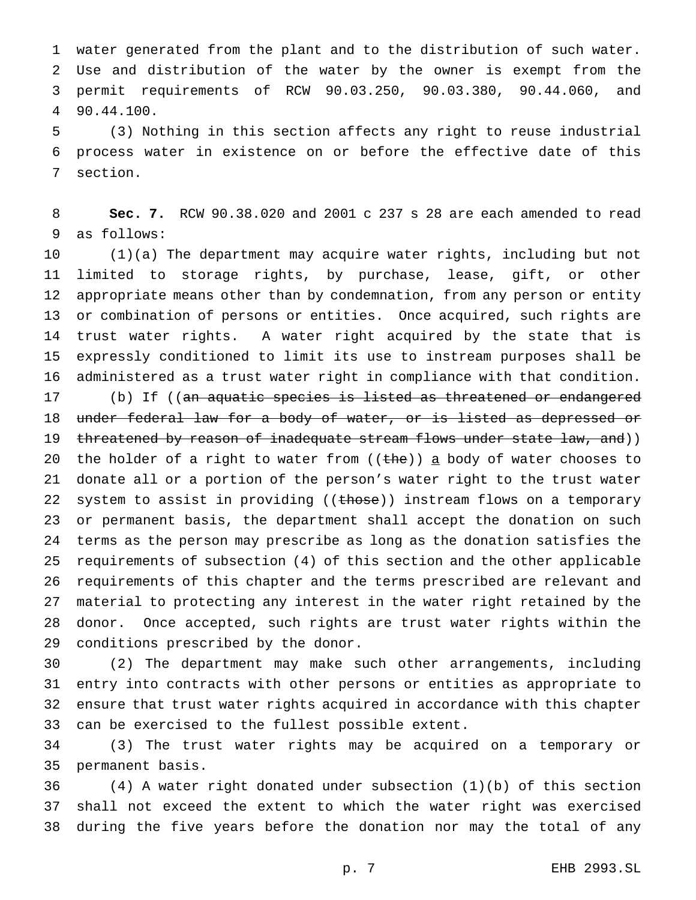water generated from the plant and to the distribution of such water. Use and distribution of the water by the owner is exempt from the permit requirements of RCW 90.03.250, 90.03.380, 90.44.060, and 90.44.100.

(3) Nothing in this section affects any right to reuse industrial process water in existence on or before the effective date of this section.

**Sec. 7.** RCW 90.38.020 and 2001 c 237 s 28 are each amended to read as follows:

(1)(a) The department may acquire water rights, including but not limited to storage rights, by purchase, lease, gift, or other appropriate means other than by condemnation, from any person or entity or combination of persons or entities. Once acquired, such rights are trust water rights. A water right acquired by the state that is expressly conditioned to limit its use to instream purposes shall be administered as a trust water right in compliance with that condition.

(b) If ((~~an aquatic species is listed as threatened or endangered under federal law for a body of water, or is listed as depressed or threatened by reason of inadequate stream flows under state law, and~~)) the holder of a right to water from ((~~the~~)) a body of water chooses to donate all or a portion of the person's water right to the trust water system to assist in providing ((~~those~~)) instream flows on a temporary or permanent basis, the department shall accept the donation on such terms as the person may prescribe as long as the donation satisfies the requirements of subsection (4) of this section and the other applicable requirements of this chapter and the terms prescribed are relevant and material to protecting any interest in the water right retained by the donor. Once accepted, such rights are trust water rights within the conditions prescribed by the donor.

(2) The department may make such other arrangements, including entry into contracts with other persons or entities as appropriate to ensure that trust water rights acquired in accordance with this chapter can be exercised to the fullest possible extent.

(3) The trust water rights may be acquired on a temporary or permanent basis.

(4) A water right donated under subsection (1)(b) of this section shall not exceed the extent to which the water right was exercised during the five years before the donation nor may the total of any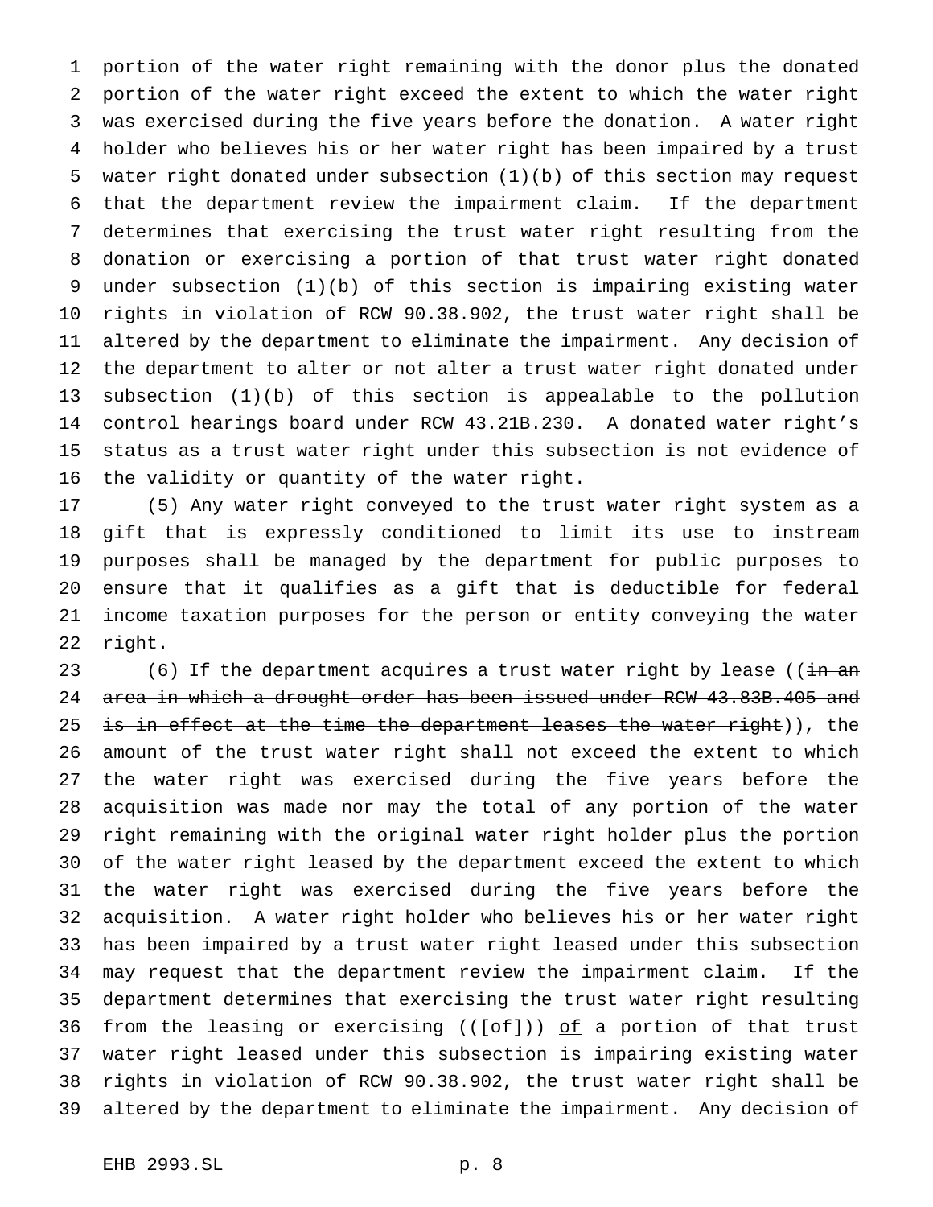portion of the water right remaining with the donor plus the donated portion of the water right exceed the extent to which the water right was exercised during the five years before the donation. A water right holder who believes his or her water right has been impaired by a trust water right donated under subsection (1)(b) of this section may request that the department review the impairment claim. If the department determines that exercising the trust water right resulting from the donation or exercising a portion of that trust water right donated under subsection (1)(b) of this section is impairing existing water rights in violation of RCW 90.38.902, the trust water right shall be altered by the department to eliminate the impairment. Any decision of the department to alter or not alter a trust water right donated under subsection (1)(b) of this section is appealable to the pollution control hearings board under RCW 43.21B.230. A donated water right's status as a trust water right under this subsection is not evidence of the validity or quantity of the water right.

(5) Any water right conveyed to the trust water right system as a gift that is expressly conditioned to limit its use to instream purposes shall be managed by the department for public purposes to ensure that it qualifies as a gift that is deductible for federal income taxation purposes for the person or entity conveying the water right.

(6) If the department acquires a trust water right by lease ((~~in an area in which a drought order has been issued under RCW 43.83B.405 and is in effect at the time the department leases the water right~~)), the amount of the trust water right shall not exceed the extent to which the water right was exercised during the five years before the acquisition was made nor may the total of any portion of the water right remaining with the original water right holder plus the portion of the water right leased by the department exceed the extent to which the water right was exercised during the five years before the acquisition. A water right holder who believes his or her water right has been impaired by a trust water right leased under this subsection may request that the department review the impairment claim. If the department determines that exercising the trust water right resulting from the leasing or exercising ((~~[of]~~)) <u>of</u> a portion of that trust water right leased under this subsection is impairing existing water rights in violation of RCW 90.38.902, the trust water right shall be altered by the department to eliminate the impairment. Any decision of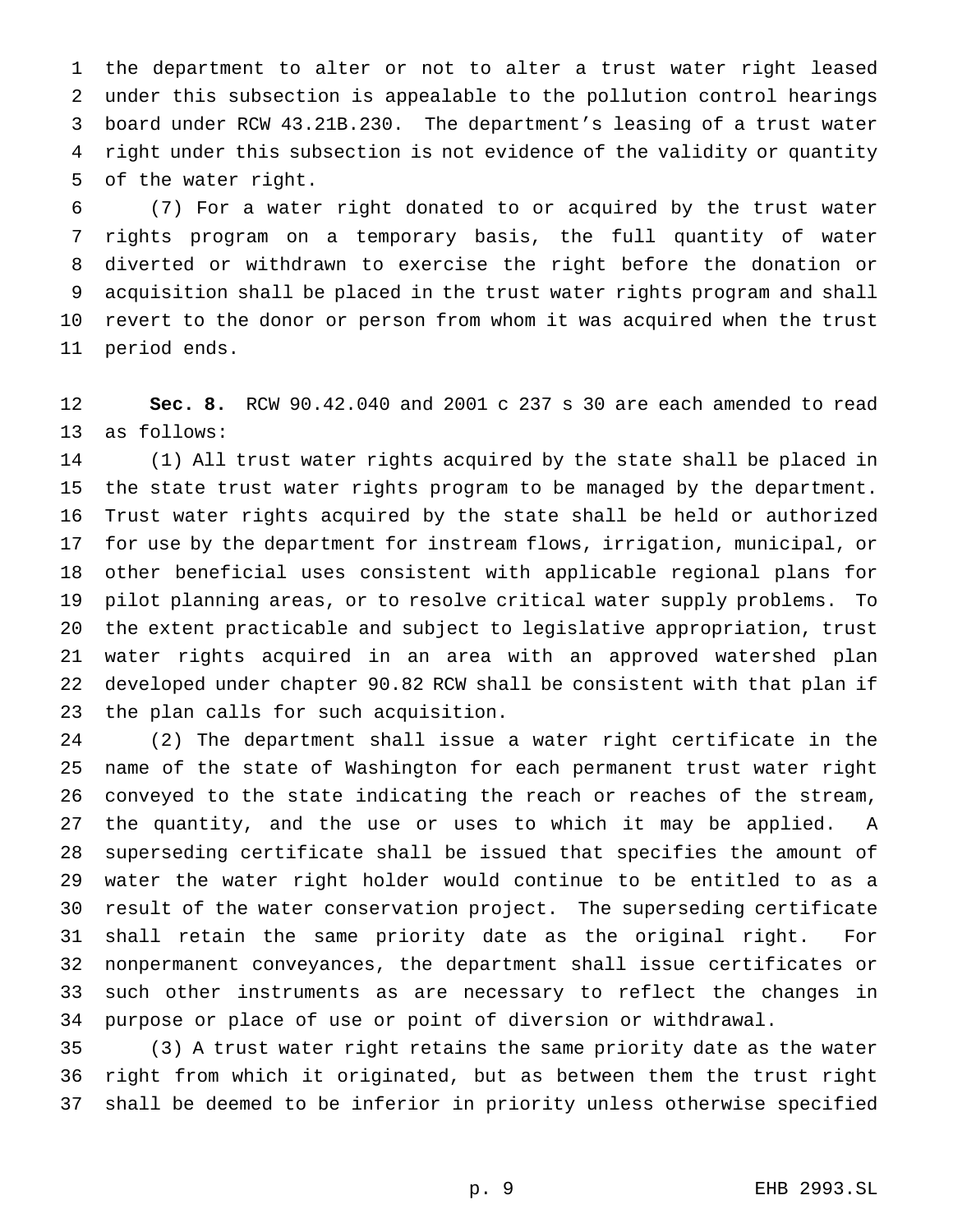the department to alter or not to alter a trust water right leased under this subsection is appealable to the pollution control hearings board under RCW 43.21B.230. The department's leasing of a trust water right under this subsection is not evidence of the validity or quantity of the water right.

(7) For a water right donated to or acquired by the trust water rights program on a temporary basis, the full quantity of water diverted or withdrawn to exercise the right before the donation or acquisition shall be placed in the trust water rights program and shall revert to the donor or person from whom it was acquired when the trust period ends.

**Sec. 8.** RCW 90.42.040 and 2001 c 237 s 30 are each amended to read as follows:

(1) All trust water rights acquired by the state shall be placed in the state trust water rights program to be managed by the department. Trust water rights acquired by the state shall be held or authorized for use by the department for instream flows, irrigation, municipal, or other beneficial uses consistent with applicable regional plans for pilot planning areas, or to resolve critical water supply problems. To the extent practicable and subject to legislative appropriation, trust water rights acquired in an area with an approved watershed plan developed under chapter 90.82 RCW shall be consistent with that plan if the plan calls for such acquisition.

(2) The department shall issue a water right certificate in the name of the state of Washington for each permanent trust water right conveyed to the state indicating the reach or reaches of the stream, the quantity, and the use or uses to which it may be applied. A superseding certificate shall be issued that specifies the amount of water the water right holder would continue to be entitled to as a result of the water conservation project. The superseding certificate shall retain the same priority date as the original right. For nonpermanent conveyances, the department shall issue certificates or such other instruments as are necessary to reflect the changes in purpose or place of use or point of diversion or withdrawal.

(3) A trust water right retains the same priority date as the water right from which it originated, but as between them the trust right shall be deemed to be inferior in priority unless otherwise specified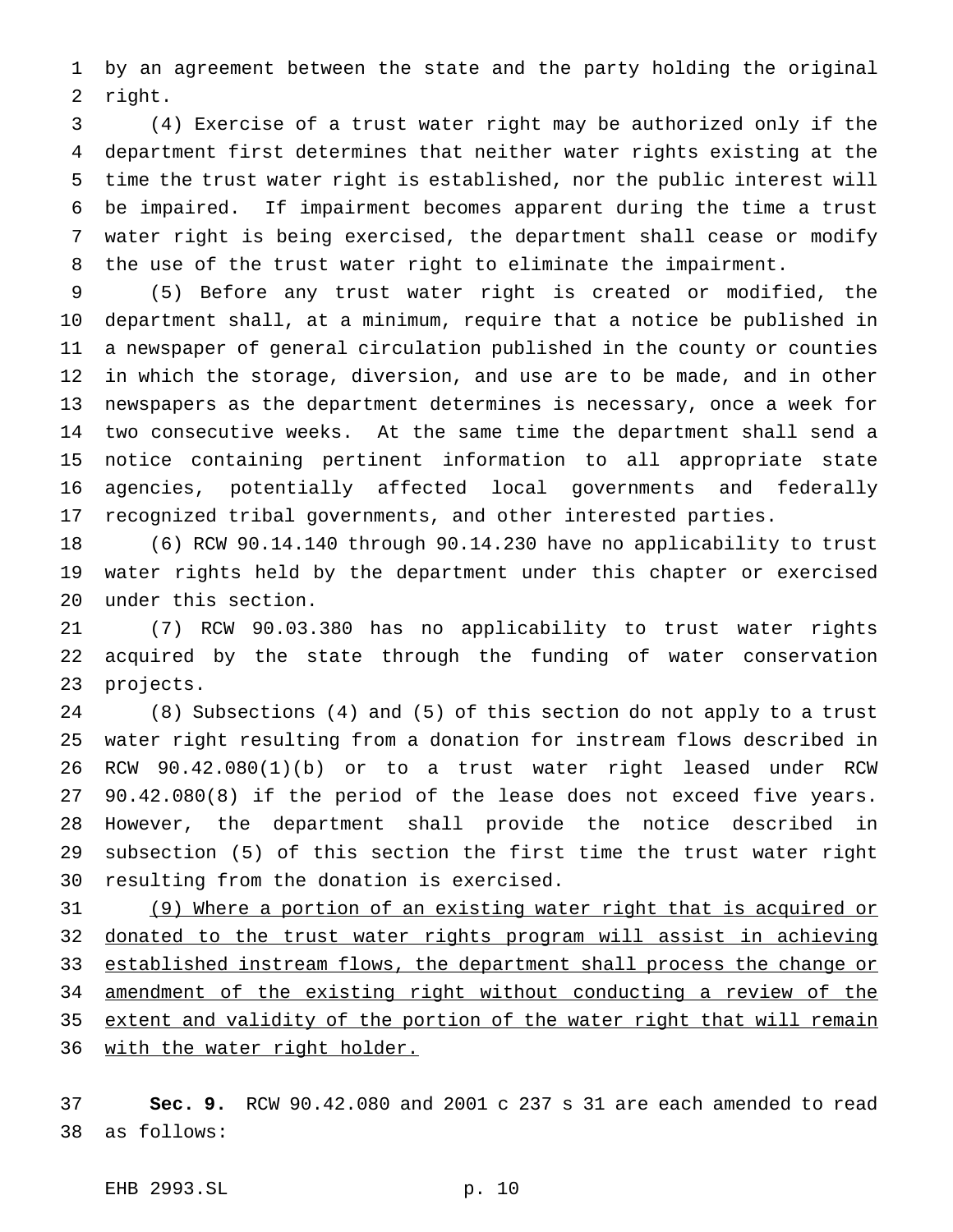by an agreement between the state and the party holding the original right.

(4) Exercise of a trust water right may be authorized only if the department first determines that neither water rights existing at the time the trust water right is established, nor the public interest will be impaired. If impairment becomes apparent during the time a trust water right is being exercised, the department shall cease or modify the use of the trust water right to eliminate the impairment.

(5) Before any trust water right is created or modified, the department shall, at a minimum, require that a notice be published in a newspaper of general circulation published in the county or counties in which the storage, diversion, and use are to be made, and in other newspapers as the department determines is necessary, once a week for two consecutive weeks. At the same time the department shall send a notice containing pertinent information to all appropriate state agencies, potentially affected local governments and federally recognized tribal governments, and other interested parties.

(6) RCW 90.14.140 through 90.14.230 have no applicability to trust water rights held by the department under this chapter or exercised under this section.

(7) RCW 90.03.380 has no applicability to trust water rights acquired by the state through the funding of water conservation projects.

(8) Subsections (4) and (5) of this section do not apply to a trust water right resulting from a donation for instream flows described in RCW 90.42.080(1)(b) or to a trust water right leased under RCW 90.42.080(8) if the period of the lease does not exceed five years. However, the department shall provide the notice described in subsection (5) of this section the first time the trust water right resulting from the donation is exercised.

<u>(9) Where a portion of an existing water right that is acquired or donated to the trust water rights program will assist in achieving established instream flows, the department shall process the change or amendment of the existing right without conducting a review of the extent and validity of the portion of the water right that will remain with the water right holder.</u>

**Sec. 9.** RCW 90.42.080 and 2001 c 237 s 31 are each amended to read as follows: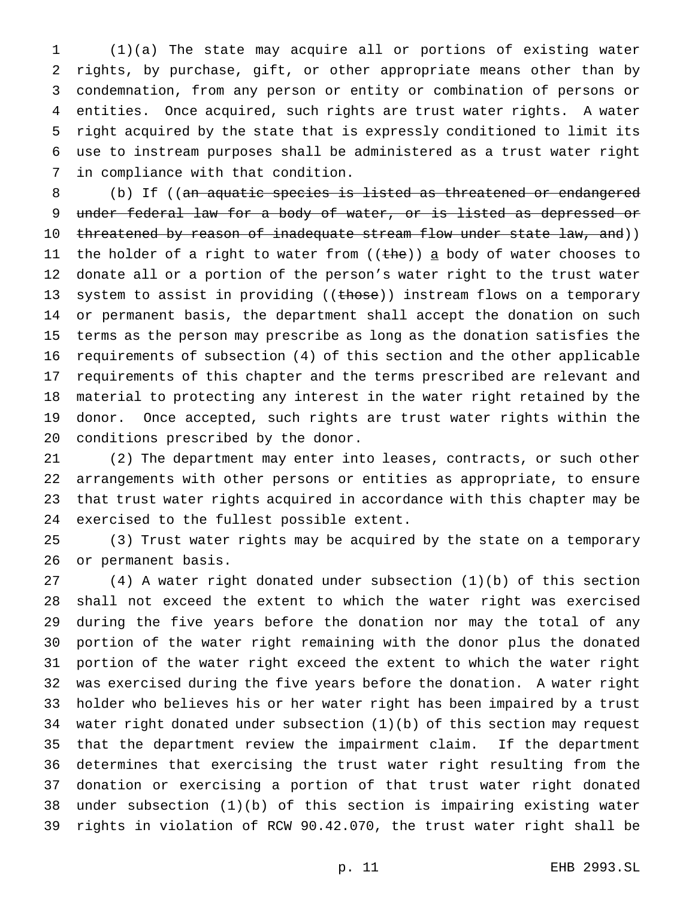(1)(a) The state may acquire all or portions of existing water rights, by purchase, gift, or other appropriate means other than by condemnation, from any person or entity or combination of persons or entities. Once acquired, such rights are trust water rights. A water right acquired by the state that is expressly conditioned to limit its use to instream purposes shall be administered as a trust water right in compliance with that condition.

(b) If ((~~an aquatic species is listed as threatened or endangered under federal law for a body of water, or is listed as depressed or threatened by reason of inadequate stream flow under state law, and~~)) the holder of a right to water from ((~~the~~)) <u>a</u> body of water chooses to donate all or a portion of the person's water right to the trust water system to assist in providing ((~~those~~)) instream flows on a temporary or permanent basis, the department shall accept the donation on such terms as the person may prescribe as long as the donation satisfies the requirements of subsection (4) of this section and the other applicable requirements of this chapter and the terms prescribed are relevant and material to protecting any interest in the water right retained by the donor. Once accepted, such rights are trust water rights within the conditions prescribed by the donor.

(2) The department may enter into leases, contracts, or such other arrangements with other persons or entities as appropriate, to ensure that trust water rights acquired in accordance with this chapter may be exercised to the fullest possible extent.

(3) Trust water rights may be acquired by the state on a temporary or permanent basis.

(4) A water right donated under subsection (1)(b) of this section shall not exceed the extent to which the water right was exercised during the five years before the donation nor may the total of any portion of the water right remaining with the donor plus the donated portion of the water right exceed the extent to which the water right was exercised during the five years before the donation. A water right holder who believes his or her water right has been impaired by a trust water right donated under subsection (1)(b) of this section may request that the department review the impairment claim. If the department determines that exercising the trust water right resulting from the donation or exercising a portion of that trust water right donated under subsection (1)(b) of this section is impairing existing water rights in violation of RCW 90.42.070, the trust water right shall be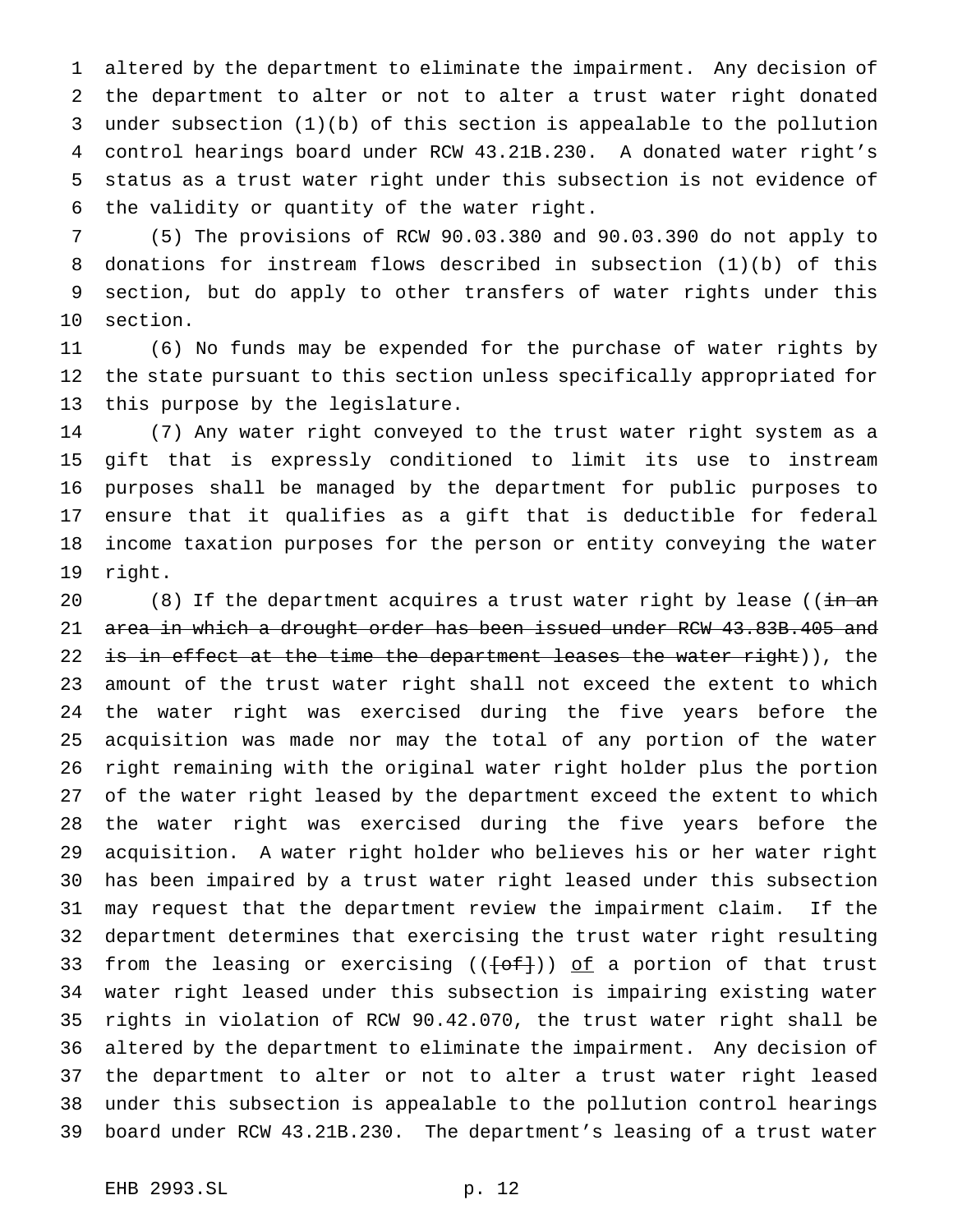altered by the department to eliminate the impairment. Any decision of the department to alter or not to alter a trust water right donated under subsection (1)(b) of this section is appealable to the pollution control hearings board under RCW 43.21B.230. A donated water right's status as a trust water right under this subsection is not evidence of the validity or quantity of the water right.

(5) The provisions of RCW 90.03.380 and 90.03.390 do not apply to donations for instream flows described in subsection (1)(b) of this section, but do apply to other transfers of water rights under this section.

(6) No funds may be expended for the purchase of water rights by the state pursuant to this section unless specifically appropriated for this purpose by the legislature.

(7) Any water right conveyed to the trust water right system as a gift that is expressly conditioned to limit its use to instream purposes shall be managed by the department for public purposes to ensure that it qualifies as a gift that is deductible for federal income taxation purposes for the person or entity conveying the water right.

(8) If the department acquires a trust water right by lease ((~~in an area in which a drought order has been issued under RCW 43.83B.405 and is in effect at the time the department leases the water right~~)), the amount of the trust water right shall not exceed the extent to which the water right was exercised during the five years before the acquisition was made nor may the total of any portion of the water right remaining with the original water right holder plus the portion of the water right leased by the department exceed the extent to which the water right was exercised during the five years before the acquisition. A water right holder who believes his or her water right has been impaired by a trust water right leased under this subsection may request that the department review the impairment claim. If the department determines that exercising the trust water right resulting from the leasing or exercising ((~~[of]~~)) <u>of</u> a portion of that trust water right leased under this subsection is impairing existing water rights in violation of RCW 90.42.070, the trust water right shall be altered by the department to eliminate the impairment. Any decision of the department to alter or not to alter a trust water right leased under this subsection is appealable to the pollution control hearings board under RCW 43.21B.230. The department's leasing of a trust water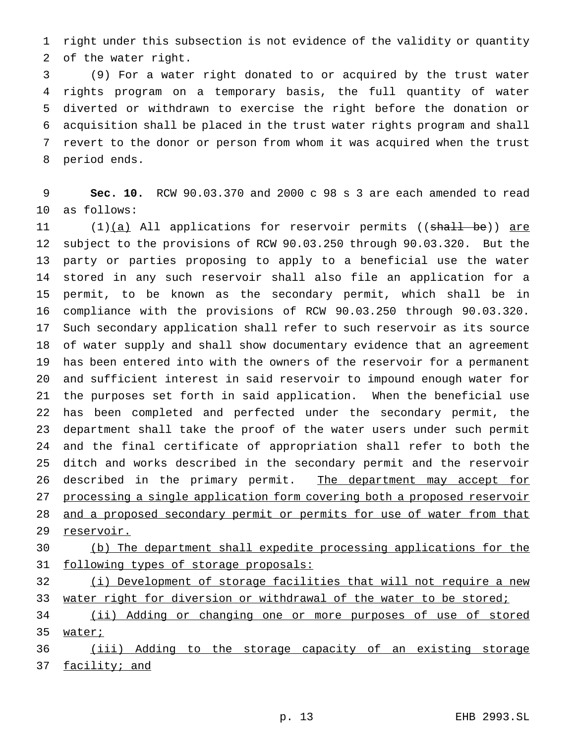right under this subsection is not evidence of the validity or quantity of the water right.

(9) For a water right donated to or acquired by the trust water rights program on a temporary basis, the full quantity of water diverted or withdrawn to exercise the right before the donation or acquisition shall be placed in the trust water rights program and shall revert to the donor or person from whom it was acquired when the trust period ends.

**Sec. 10.** RCW 90.03.370 and 2000 c 98 s 3 are each amended to read as follows:

(1)<u>(a)</u> All applications for reservoir permits ((~~shall be~~)) <u>are</u> subject to the provisions of RCW 90.03.250 through 90.03.320. But the party or parties proposing to apply to a beneficial use the water stored in any such reservoir shall also file an application for a permit, to be known as the secondary permit, which shall be in compliance with the provisions of RCW 90.03.250 through 90.03.320. Such secondary application shall refer to such reservoir as its source of water supply and shall show documentary evidence that an agreement has been entered into with the owners of the reservoir for a permanent and sufficient interest in said reservoir to impound enough water for the purposes set forth in said application. When the beneficial use has been completed and perfected under the secondary permit, the department shall take the proof of the water users under such permit and the final certificate of appropriation shall refer to both the ditch and works described in the secondary permit and the reservoir described in the primary permit. <u>The department may accept for processing a single application form covering both a proposed reservoir and a proposed secondary permit or permits for use of water from that reservoir.</u>

<u>(b) The department shall expedite processing applications for the following types of storage proposals:</u>

<u>(i) Development of storage facilities that will not require a new water right for diversion or withdrawal of the water to be stored;</u>

<u>(ii) Adding or changing one or more purposes of use of stored water;</u>

<u>(iii) Adding to the storage capacity of an existing storage facility; and</u>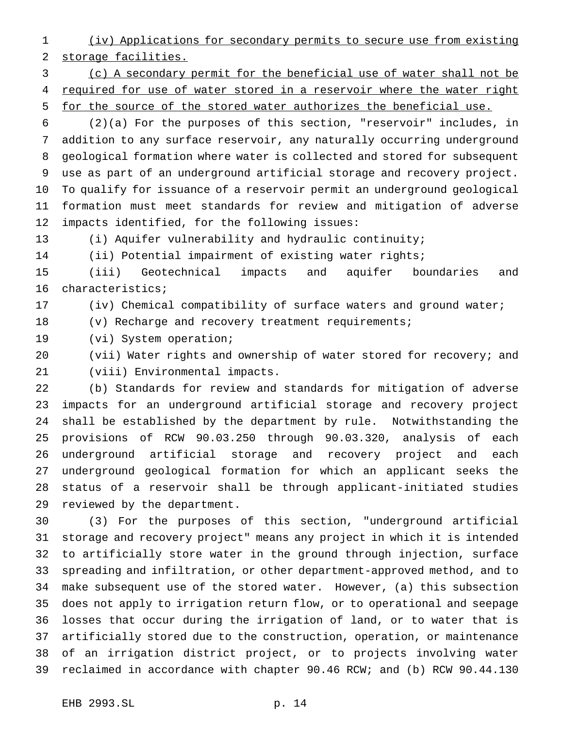(iv) Applications for secondary permits to secure use from existing storage facilities.

(c) A secondary permit for the beneficial use of water shall not be required for use of water stored in a reservoir where the water right for the source of the stored water authorizes the beneficial use.

(2)(a) For the purposes of this section, "reservoir" includes, in addition to any surface reservoir, any naturally occurring underground geological formation where water is collected and stored for subsequent use as part of an underground artificial storage and recovery project. To qualify for issuance of a reservoir permit an underground geological formation must meet standards for review and mitigation of adverse impacts identified, for the following issues:

(i) Aquifer vulnerability and hydraulic continuity;

(ii) Potential impairment of existing water rights;

(iii) Geotechnical impacts and aquifer boundaries and characteristics;

(iv) Chemical compatibility of surface waters and ground water;

(v) Recharge and recovery treatment requirements;

(vi) System operation;

(vii) Water rights and ownership of water stored for recovery; and

(viii) Environmental impacts.

(b) Standards for review and standards for mitigation of adverse impacts for an underground artificial storage and recovery project shall be established by the department by rule. Notwithstanding the provisions of RCW 90.03.250 through 90.03.320, analysis of each underground artificial storage and recovery project and each underground geological formation for which an applicant seeks the status of a reservoir shall be through applicant-initiated studies reviewed by the department.

(3) For the purposes of this section, "underground artificial storage and recovery project" means any project in which it is intended to artificially store water in the ground through injection, surface spreading and infiltration, or other department-approved method, and to make subsequent use of the stored water. However, (a) this subsection does not apply to irrigation return flow, or to operational and seepage losses that occur during the irrigation of land, or to water that is artificially stored due to the construction, operation, or maintenance of an irrigation district project, or to projects involving water reclaimed in accordance with chapter 90.46 RCW; and (b) RCW 90.44.130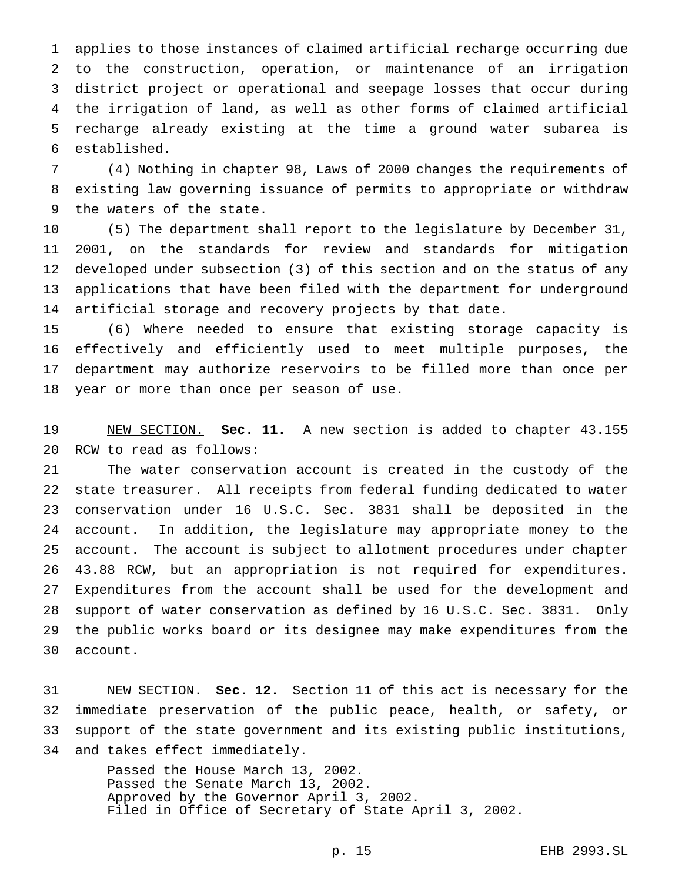applies to those instances of claimed artificial recharge occurring due to the construction, operation, or maintenance of an irrigation district project or operational and seepage losses that occur during the irrigation of land, as well as other forms of claimed artificial recharge already existing at the time a ground water subarea is established.

(4) Nothing in chapter 98, Laws of 2000 changes the requirements of existing law governing issuance of permits to appropriate or withdraw the waters of the state.

(5) The department shall report to the legislature by December 31, 2001, on the standards for review and standards for mitigation developed under subsection (3) of this section and on the status of any applications that have been filed with the department for underground artificial storage and recovery projects by that date.

<u>(6) Where needed to ensure that existing storage capacity is effectively and efficiently used to meet multiple purposes, the department may authorize reservoirs to be filled more than once per year or more than once per season of use.</u>

<u>NEW SECTION.</u> **Sec. 11.** A new section is added to chapter 43.155 RCW to read as follows:

The water conservation account is created in the custody of the state treasurer. All receipts from federal funding dedicated to water conservation under 16 U.S.C. Sec. 3831 shall be deposited in the account. In addition, the legislature may appropriate money to the account. The account is subject to allotment procedures under chapter 43.88 RCW, but an appropriation is not required for expenditures. Expenditures from the account shall be used for the development and support of water conservation as defined by 16 U.S.C. Sec. 3831. Only the public works board or its designee may make expenditures from the account.

<u>NEW SECTION.</u> **Sec. 12.** Section 11 of this act is necessary for the immediate preservation of the public peace, health, or safety, or support of the state government and its existing public institutions, and takes effect immediately.

Passed the House March 13, 2002.
Passed the Senate March 13, 2002.
Approved by the Governor April 3, 2002.
Filed in Office of Secretary of State April 3, 2002.